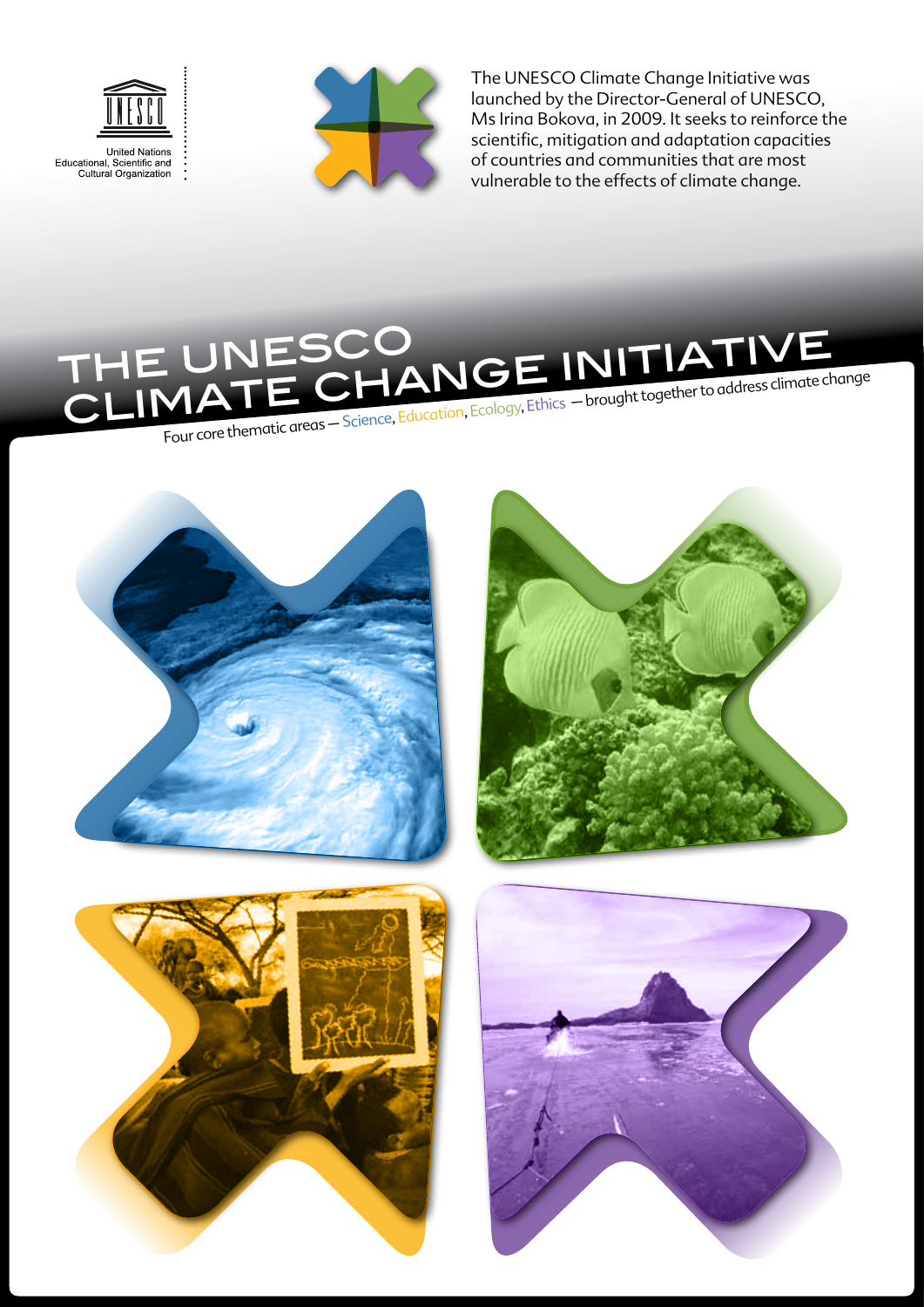United Nations
Educational, Scientific and
Cultural Organization

The UNESCO Climate Change Initiative was launched by the Director-General of UNESCO, Ms Irina Bokova, in 2009. It seeks to reinforce the scientific, mitigation and adaptation capacities of countries and communities that are most vulnerable to the effects of climate change.

# THE UNESCO CLIMATE CHANGE INITIATIVE

Four core thematic areas — Science, Education, Ecology, Ethics — brought together to address climate change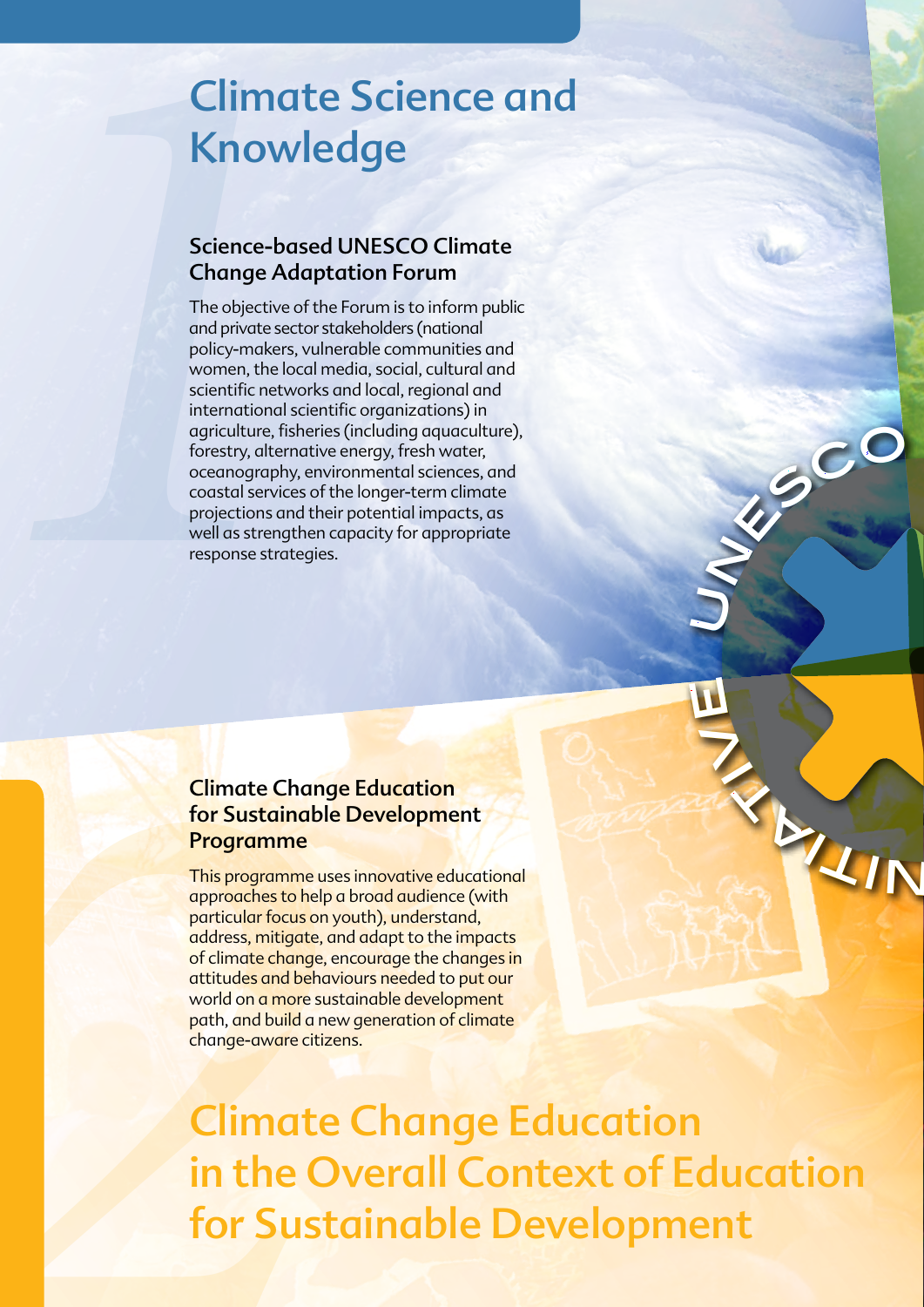# Climate Science and Knowledge

### Science-based UNESCO Climate Change Adaptation Forum

The objective of the Forum is to inform public and private sector stakeholders (national policy-makers, vulnerable communities and women, the local media, social, cultural and scientific networks and local, regional and international scientific organizations) in agriculture, fisheries (including aquaculture), forestry, alternative energy, fresh water, oceanography, environmental sciences, and coastal services of the longer-term climate projections and their potential impacts, as well as strengthen capacity for appropriate response strategies.

UNESCO INITIATIVE

### Climate Change Education for Sustainable Development Programme

This programme uses innovative educational approaches to help a broad audience (with particular focus on youth), understand, address, mitigate, and adapt to the impacts of climate change, encourage the changes in attitudes and behaviours needed to put our world on a more sustainable development path, and build a new generation of climate change-aware citizens.

# Climate Change Education in the Overall Context of Education for Sustainable Development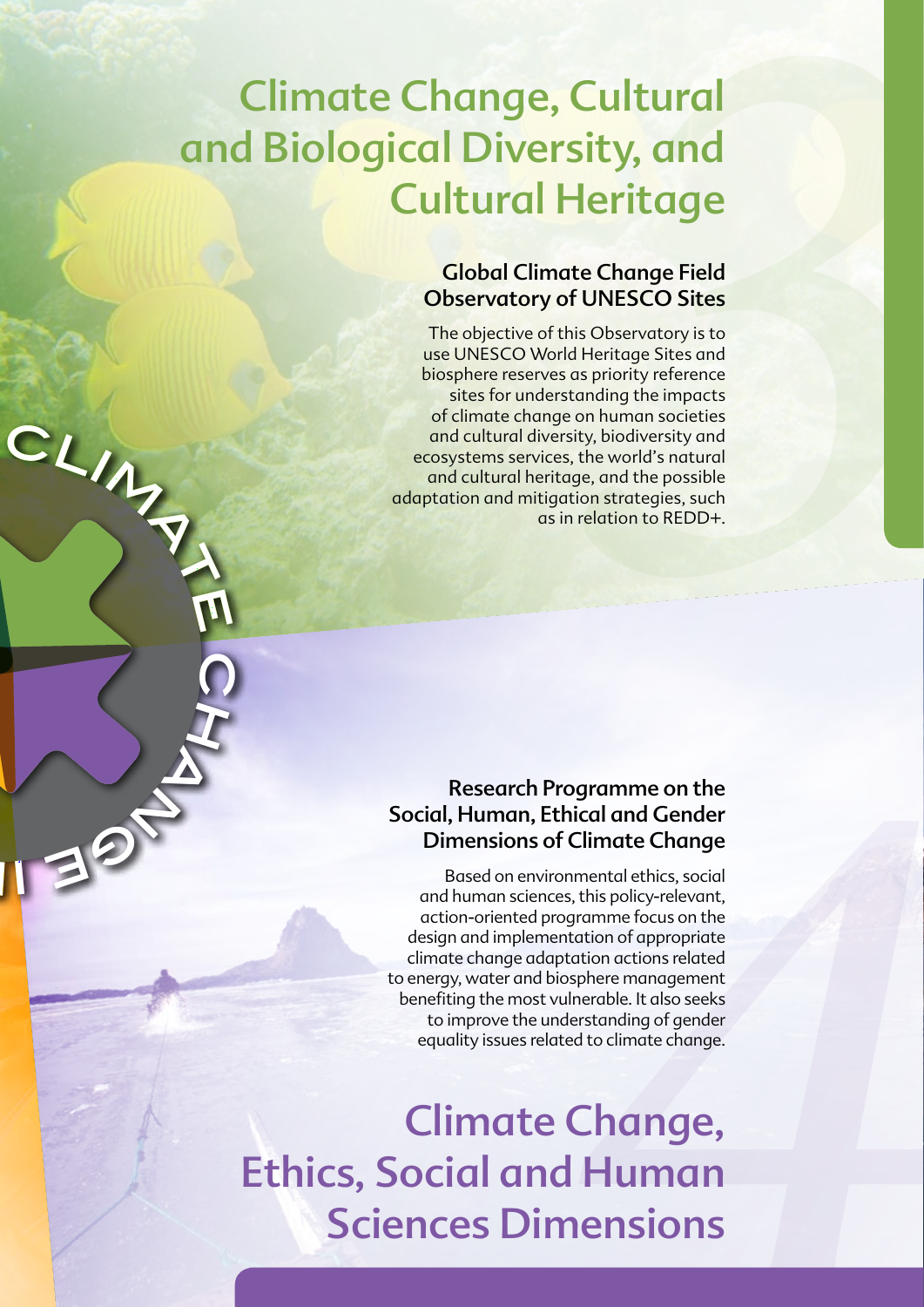# Climate Change, Cultural and Biological Diversity, and Cultural Heritage

### Global Climate Change Field Observatory of UNESCO Sites

The objective of this Observatory is to use UNESCO World Heritage Sites and biosphere reserves as priority reference sites for understanding the impacts of climate change on human societies and cultural diversity, biodiversity and ecosystems services, the world's natural and cultural heritage, and the possible adaptation and mitigation strategies, such as in relation to REDD+.

### Research Programme on the Social, Human, Ethical and Gender Dimensions of Climate Change

Based on environmental ethics, social and human sciences, this policy-relevant, action-oriented programme focus on the design and implementation of appropriate climate change adaptation actions related to energy, water and biosphere management benefiting the most vulnerable. It also seeks to improve the understanding of gender equality issues related to climate change.

# Climate Change, Ethics, Social and Human Sciences Dimensions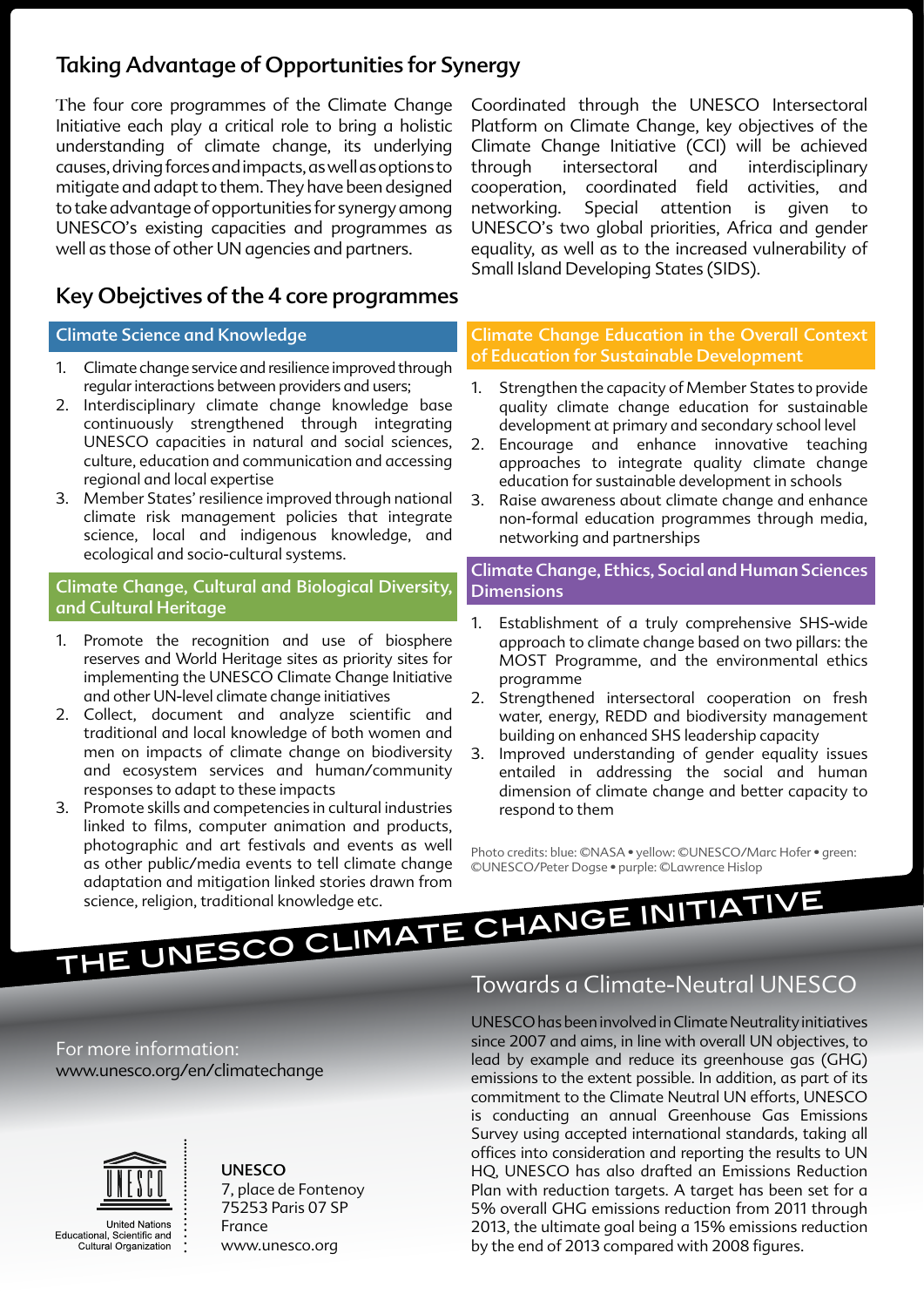## Taking Advantage of Opportunities for Synergy

The four core programmes of the Climate Change Initiative each play a critical role to bring a holistic understanding of climate change, its underlying causes, driving forces and impacts, as well as options to mitigate and adapt to them. They have been designed to take advantage of opportunities for synergy among UNESCO's existing capacities and programmes as well as those of other UN agencies and partners.

Coordinated through the UNESCO Intersectoral Platform on Climate Change, key objectives of the Climate Change Initiative (CCI) will be achieved through intersectoral and interdisciplinary cooperation, coordinated field activities, and networking. Special attention is given to UNESCO's two global priorities, Africa and gender equality, as well as to the increased vulnerability of Small Island Developing States (SIDS).

## Key Obejctives of the 4 core programmes

### Climate Science and Knowledge

1. Climate change service and resilience improved through regular interactions between providers and users;
2. Interdisciplinary climate change knowledge base continuously strengthened through integrating UNESCO capacities in natural and social sciences, culture, education and communication and accessing regional and local expertise
3. Member States' resilience improved through national climate risk management policies that integrate science, local and indigenous knowledge, and ecological and socio-cultural systems.

### Climate Change, Cultural and Biological Diversity, and Cultural Heritage

1. Promote the recognition and use of biosphere reserves and World Heritage sites as priority sites for implementing the UNESCO Climate Change Initiative and other UN-level climate change initiatives
2. Collect, document and analyze scientific and traditional and local knowledge of both women and men on impacts of climate change on biodiversity and ecosystem services and human/community responses to adapt to these impacts
3. Promote skills and competencies in cultural industries linked to films, computer animation and products, photographic and art festivals and events as well as other public/media events to tell climate change adaptation and mitigation linked stories drawn from science, religion, traditional knowledge etc.

### Climate Change Education in the Overall Context of Education for Sustainable Development

1. Strengthen the capacity of Member States to provide quality climate change education for sustainable development at primary and secondary school level
2. Encourage and enhance innovative teaching approaches to integrate quality climate change education for sustainable development in schools
3. Raise awareness about climate change and enhance non-formal education programmes through media, networking and partnerships

### Climate Change, Ethics, Social and Human Sciences Dimensions

1. Establishment of a truly comprehensive SHS-wide approach to climate change based on two pillars: the MOST Programme, and the environmental ethics programme
2. Strengthened intersectoral cooperation on fresh water, energy, REDD and biodiversity management building on enhanced SHS leadership capacity
3. Improved understanding of gender equality issues entailed in addressing the social and human dimension of climate change and better capacity to respond to them

Photo credits: blue: ©NASA • yellow: ©UNESCO/Marc Hofer • green: ©UNESCO/Peter Dogse • purple: ©Lawrence Hislop

# THE UNESCO CLIMATE CHANGE INITIATIVE

## Towards a Climate-Neutral UNESCO

UNESCO has been involved in Climate Neutrality initiatives since 2007 and aims, in line with overall UN objectives, to lead by example and reduce its greenhouse gas (GHG) emissions to the extent possible. In addition, as part of its commitment to the Climate Neutral UN efforts, UNESCO is conducting an annual Greenhouse Gas Emissions Survey using accepted international standards, taking all offices into consideration and reporting the results to UN HQ, UNESCO has also drafted an Emissions Reduction Plan with reduction targets. A target has been set for a 5% overall GHG emissions reduction from 2011 through 2013, the ultimate goal being a 15% emissions reduction by the end of 2013 compared with 2008 figures.

For more information:
www.unesco.org/en/climatechange

United Nations Educational, Scientific and Cultural Organization

**UNESCO**
7, place de Fontenoy
75253 Paris 07 SP
France
www.unesco.org